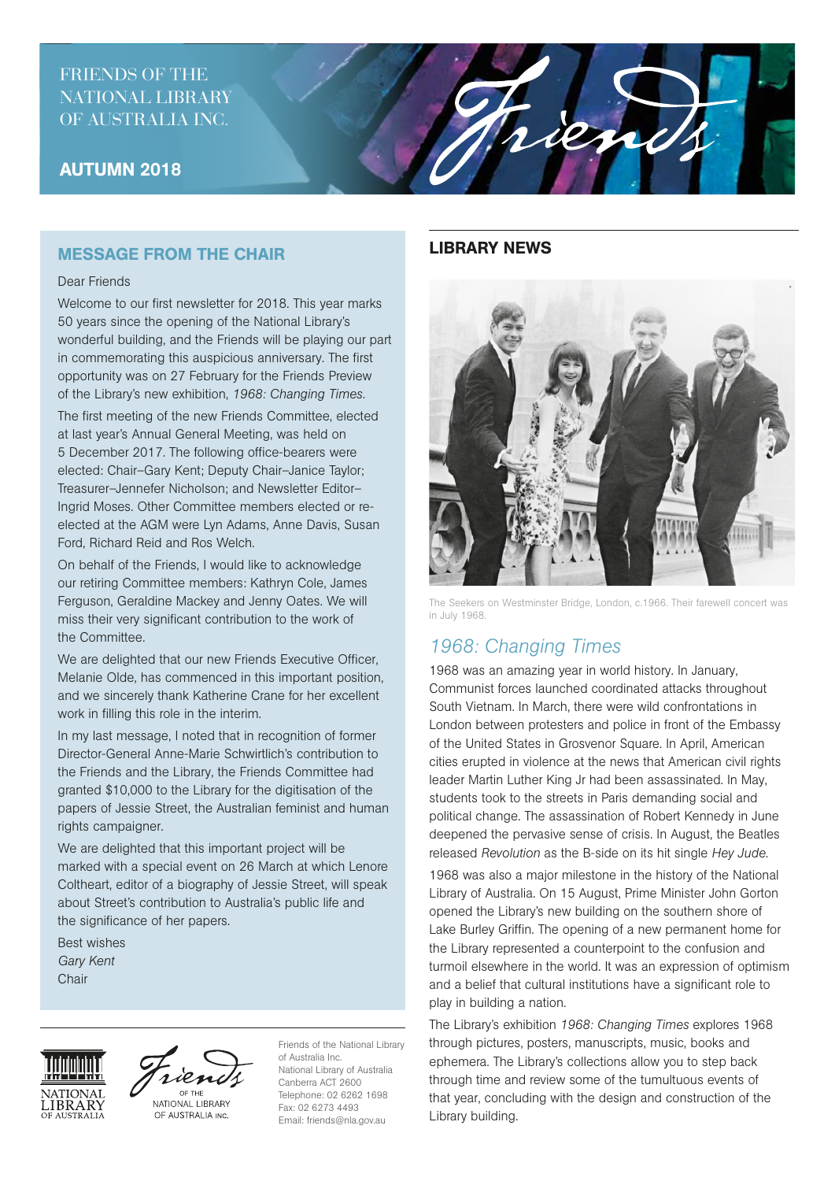FRIENDS OF THE NATIONAL LIBRARY OF AUSTRALIA INC.

**AUTUMN 2018**

# Friends

## MESSAGE FROM THE CHAIR

Dear Friends

Welcome to our first newsletter for 2018. This year marks 50 years since the opening of the National Library's wonderful building, and the Friends will be playing our part in commemorating this auspicious anniversary. The first opportunity was on 27 February for the Friends Preview of the Library's new exhibition, *1968: Changing Times*.

The first meeting of the new Friends Committee, elected at last year's Annual General Meeting, was held on 5 December 2017. The following office-bearers were elected: Chair–Gary Kent; Deputy Chair–Janice Taylor; Treasurer–Jennefer Nicholson; and Newsletter Editor–Ingrid Moses. Other Committee members elected or re-elected at the AGM were Lyn Adams, Anne Davis, Susan Ford, Richard Reid and Ros Welch.

On behalf of the Friends, I would like to acknowledge our retiring Committee members: Kathryn Cole, James Ferguson, Geraldine Mackey and Jenny Oates. We will miss their very significant contribution to the work of the Committee.

We are delighted that our new Friends Executive Officer, Melanie Olde, has commenced in this important position, and we sincerely thank Katherine Crane for her excellent work in filling this role in the interim.

In my last message, I noted that in recognition of former Director-General Anne-Marie Schwirtlich's contribution to the Friends and the Library, the Friends Committee had granted $10,000 to the Library for the digitisation of the papers of Jessie Street, the Australian feminist and human rights campaigner.

We are delighted that this important project will be marked with a special event on 26 March at which Lenore Coltheart, editor of a biography of Jessie Street, will speak about Street's contribution to Australia's public life and the significance of her papers.

Best wishes
*Gary Kent*
Chair

Friends of the National Library of Australia Inc.
National Library of Australia
Canberra ACT 2600
Telephone: 02 6262 1698
Fax: 02 6273 4493
Email: friends@nla.gov.au

## LIBRARY NEWS

The Seekers on Westminster Bridge, London, c.1966. Their farewell concert was in July 1968.

### *1968: Changing Times*

1968 was an amazing year in world history. In January, Communist forces launched coordinated attacks throughout South Vietnam. In March, there were wild confrontations in London between protesters and police in front of the Embassy of the United States in Grosvenor Square. In April, American cities erupted in violence at the news that American civil rights leader Martin Luther King Jr had been assassinated. In May, students took to the streets in Paris demanding social and political change. The assassination of Robert Kennedy in June deepened the pervasive sense of crisis. In August, the Beatles released *Revolution* as the B-side on its hit single *Hey Jude*.

1968 was also a major milestone in the history of the National Library of Australia. On 15 August, Prime Minister John Gorton opened the Library's new building on the southern shore of Lake Burley Griffin. The opening of a new permanent home for the Library represented a counterpoint to the confusion and turmoil elsewhere in the world. It was an expression of optimism and a belief that cultural institutions have a significant role to play in building a nation.

The Library's exhibition *1968: Changing Times* explores 1968 through pictures, posters, manuscripts, music, books and ephemera. The Library's collections allow you to step back through time and review some of the tumultuous events of that year, concluding with the design and construction of the Library building.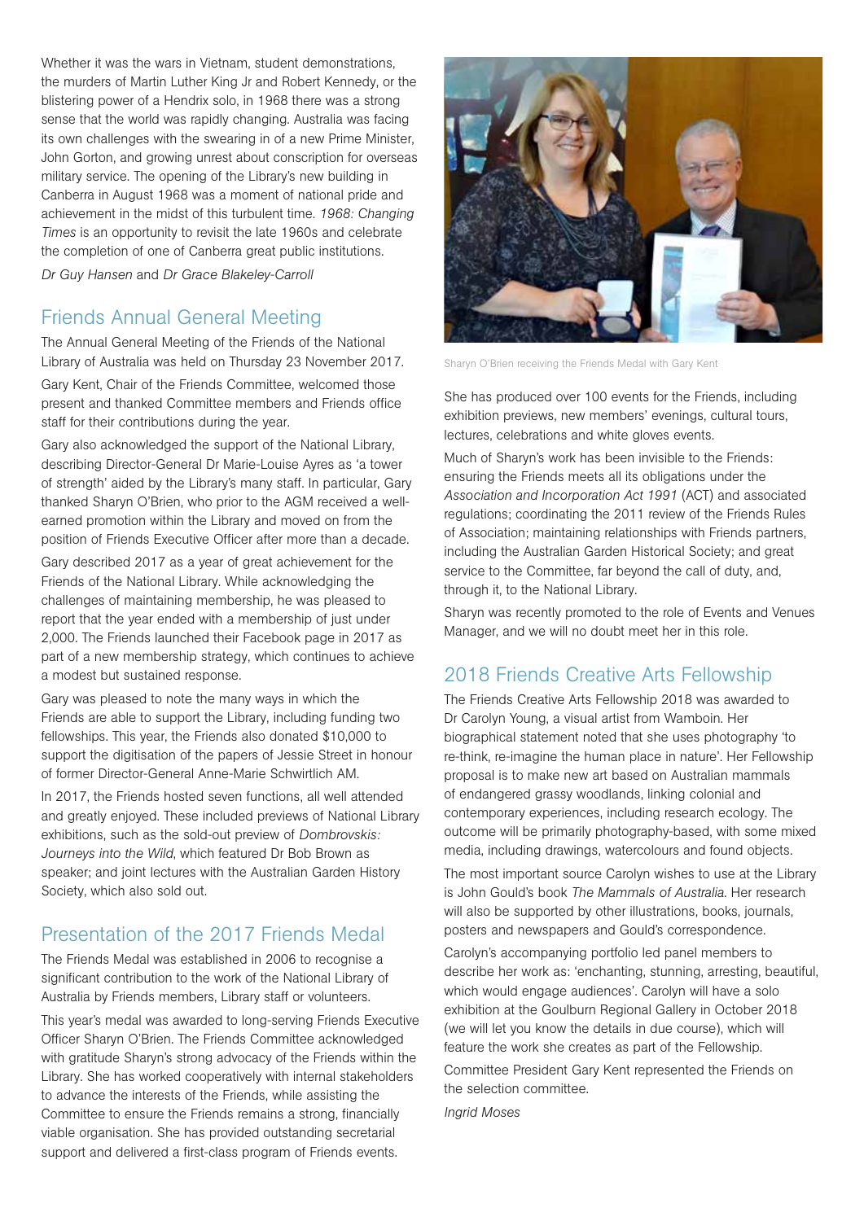Whether it was the wars in Vietnam, student demonstrations, the murders of Martin Luther King Jr and Robert Kennedy, or the blistering power of a Hendrix solo, in 1968 there was a strong sense that the world was rapidly changing. Australia was facing its own challenges with the swearing in of a new Prime Minister, John Gorton, and growing unrest about conscription for overseas military service. The opening of the Library's new building in Canberra in August 1968 was a moment of national pride and achievement in the midst of this turbulent time. *1968: Changing Times* is an opportunity to revisit the late 1960s and celebrate the completion of one of Canberra great public institutions.

*Dr Guy Hansen* and *Dr Grace Blakeley-Carroll*

## Friends Annual General Meeting

The Annual General Meeting of the Friends of the National Library of Australia was held on Thursday 23 November 2017.

Gary Kent, Chair of the Friends Committee, welcomed those present and thanked Committee members and Friends office staff for their contributions during the year.

Gary also acknowledged the support of the National Library, describing Director-General Dr Marie-Louise Ayres as 'a tower of strength' aided by the Library's many staff. In particular, Gary thanked Sharyn O'Brien, who prior to the AGM received a well-earned promotion within the Library and moved on from the position of Friends Executive Officer after more than a decade.

Gary described 2017 as a year of great achievement for the Friends of the National Library. While acknowledging the challenges of maintaining membership, he was pleased to report that the year ended with a membership of just under 2,000. The Friends launched their Facebook page in 2017 as part of a new membership strategy, which continues to achieve a modest but sustained response.

Gary was pleased to note the many ways in which the Friends are able to support the Library, including funding two fellowships. This year, the Friends also donated $10,000 to support the digitisation of the papers of Jessie Street in honour of former Director-General Anne-Marie Schwirtlich AM.

In 2017, the Friends hosted seven functions, all well attended and greatly enjoyed. These included previews of National Library exhibitions, such as the sold-out preview of *Dombrovskis: Journeys into the Wild*, which featured Dr Bob Brown as speaker; and joint lectures with the Australian Garden History Society, which also sold out.

## Presentation of the 2017 Friends Medal

The Friends Medal was established in 2006 to recognise a significant contribution to the work of the National Library of Australia by Friends members, Library staff or volunteers.

This year's medal was awarded to long-serving Friends Executive Officer Sharyn O'Brien. The Friends Committee acknowledged with gratitude Sharyn's strong advocacy of the Friends within the Library. She has worked cooperatively with internal stakeholders to advance the interests of the Friends, while assisting the Committee to ensure the Friends remains a strong, financially viable organisation. She has provided outstanding secretarial support and delivered a first-class program of Friends events.

Sharyn O'Brien receiving the Friends Medal with Gary Kent

She has produced over 100 events for the Friends, including exhibition previews, new members' evenings, cultural tours, lectures, celebrations and white gloves events.

Much of Sharyn's work has been invisible to the Friends: ensuring the Friends meets all its obligations under the *Association and Incorporation Act 1991* (ACT) and associated regulations; coordinating the 2011 review of the Friends Rules of Association; maintaining relationships with Friends partners, including the Australian Garden Historical Society; and great service to the Committee, far beyond the call of duty, and, through it, to the National Library.

Sharyn was recently promoted to the role of Events and Venues Manager, and we will no doubt meet her in this role.

## 2018 Friends Creative Arts Fellowship

The Friends Creative Arts Fellowship 2018 was awarded to Dr Carolyn Young, a visual artist from Wamboin. Her biographical statement noted that she uses photography 'to re-think, re-imagine the human place in nature'. Her Fellowship proposal is to make new art based on Australian mammals of endangered grassy woodlands, linking colonial and contemporary experiences, including research ecology. The outcome will be primarily photography-based, with some mixed media, including drawings, watercolours and found objects.

The most important source Carolyn wishes to use at the Library is John Gould's book *The Mammals of Australia*. Her research will also be supported by other illustrations, books, journals, posters and newspapers and Gould's correspondence.

Carolyn's accompanying portfolio led panel members to describe her work as: 'enchanting, stunning, arresting, beautiful, which would engage audiences'. Carolyn will have a solo exhibition at the Goulburn Regional Gallery in October 2018 (we will let you know the details in due course), which will feature the work she creates as part of the Fellowship.

Committee President Gary Kent represented the Friends on the selection committee.

*Ingrid Moses*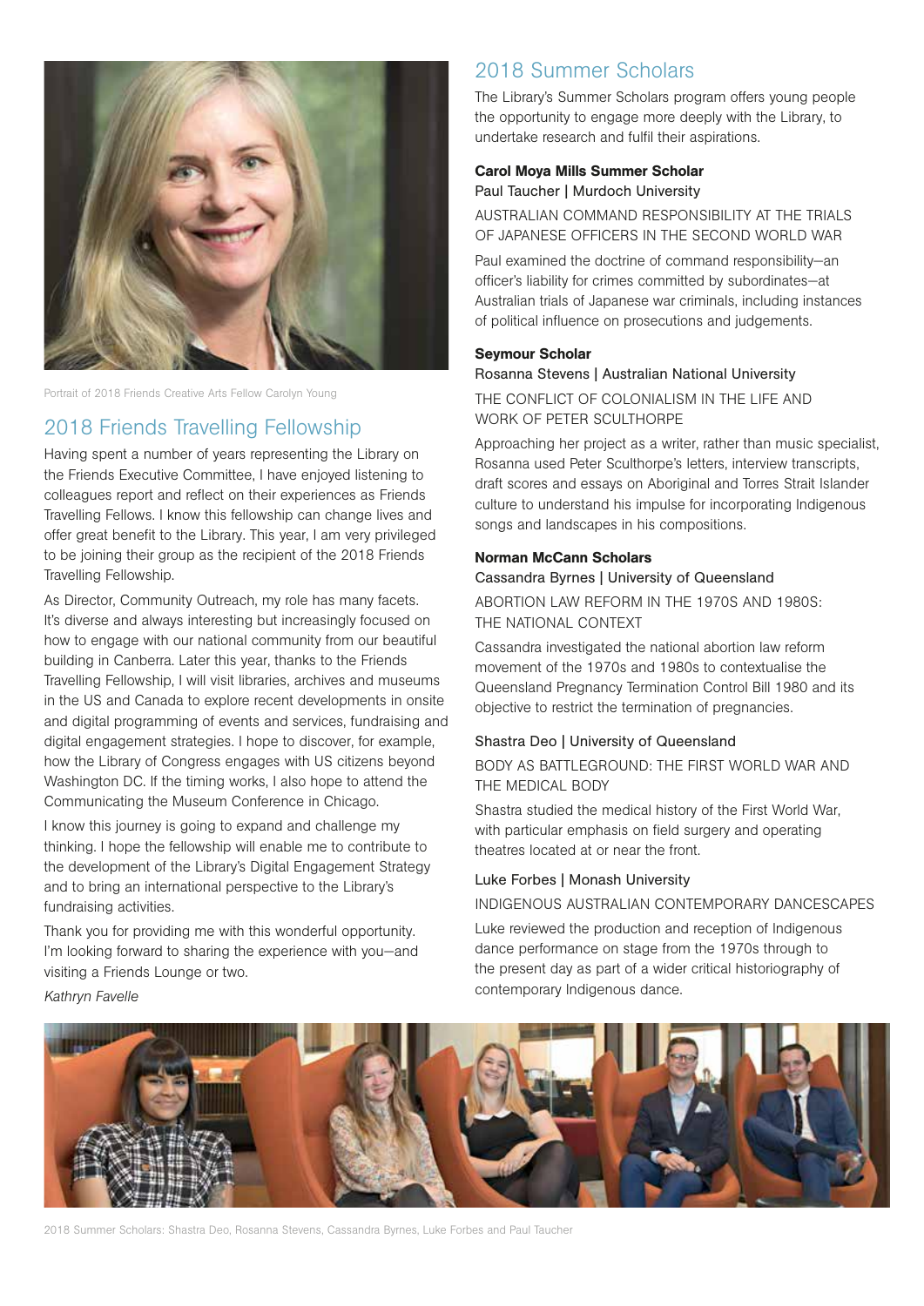Portrait of 2018 Friends Creative Arts Fellow Carolyn Young

## 2018 Friends Travelling Fellowship

Having spent a number of years representing the Library on the Friends Executive Committee, I have enjoyed listening to colleagues report and reflect on their experiences as Friends Travelling Fellows. I know this fellowship can change lives and offer great benefit to the Library. This year, I am very privileged to be joining their group as the recipient of the 2018 Friends Travelling Fellowship.

As Director, Community Outreach, my role has many facets. It's diverse and always interesting but increasingly focused on how to engage with our national community from our beautiful building in Canberra. Later this year, thanks to the Friends Travelling Fellowship, I will visit libraries, archives and museums in the US and Canada to explore recent developments in onsite and digital programming of events and services, fundraising and digital engagement strategies. I hope to discover, for example, how the Library of Congress engages with US citizens beyond Washington DC. If the timing works, I also hope to attend the Communicating the Museum Conference in Chicago.

I know this journey is going to expand and challenge my thinking. I hope the fellowship will enable me to contribute to the development of the Library's Digital Engagement Strategy and to bring an international perspective to the Library's fundraising activities.

Thank you for providing me with this wonderful opportunity. I'm looking forward to sharing the experience with you—and visiting a Friends Lounge or two.

*Kathryn Favelle*

## 2018 Summer Scholars

The Library's Summer Scholars program offers young people the opportunity to engage more deeply with the Library, to undertake research and fulfil their aspirations.

**Carol Moya Mills Summer Scholar**
Paul Taucher | Murdoch University

AUSTRALIAN COMMAND RESPONSIBILITY AT THE TRIALS OF JAPANESE OFFICERS IN THE SECOND WORLD WAR

Paul examined the doctrine of command responsibility—an officer's liability for crimes committed by subordinates—at Australian trials of Japanese war criminals, including instances of political influence on prosecutions and judgements.

**Seymour Scholar**
Rosanna Stevens | Australian National University

THE CONFLICT OF COLONIALISM IN THE LIFE AND WORK OF PETER SCULTHORPE

Approaching her project as a writer, rather than music specialist, Rosanna used Peter Sculthorpe's letters, interview transcripts, draft scores and essays on Aboriginal and Torres Strait Islander culture to understand his impulse for incorporating Indigenous songs and landscapes in his compositions.

**Norman McCann Scholars**
Cassandra Byrnes | University of Queensland

ABORTION LAW REFORM IN THE 1970S AND 1980S: THE NATIONAL CONTEXT

Cassandra investigated the national abortion law reform movement of the 1970s and 1980s to contextualise the Queensland Pregnancy Termination Control Bill 1980 and its objective to restrict the termination of pregnancies.

Shastra Deo | University of Queensland

BODY AS BATTLEGROUND: THE FIRST WORLD WAR AND THE MEDICAL BODY

Shastra studied the medical history of the First World War, with particular emphasis on field surgery and operating theatres located at or near the front.

Luke Forbes | Monash University

INDIGENOUS AUSTRALIAN CONTEMPORARY DANCESCAPES

Luke reviewed the production and reception of Indigenous dance performance on stage from the 1970s through to the present day as part of a wider critical historiography of contemporary Indigenous dance.

2018 Summer Scholars: Shastra Deo, Rosanna Stevens, Cassandra Byrnes, Luke Forbes and Paul Taucher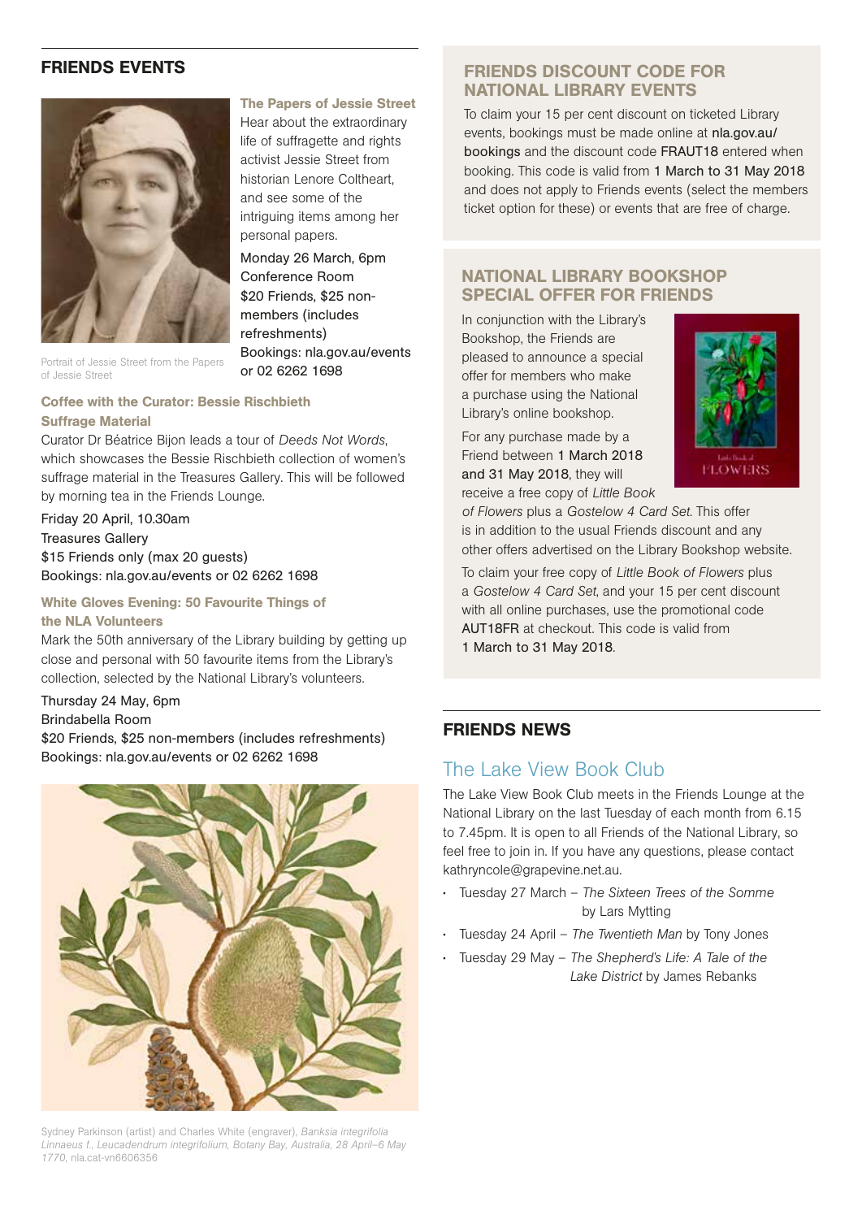## FRIENDS EVENTS

Portrait of Jessie Street from the Papers of Jessie Street

### The Papers of Jessie Street

Hear about the extraordinary life of suffragette and rights activist Jessie Street from historian Lenore Coltheart, and see some of the intriguing items among her personal papers.

Monday 26 March, 6pm
Conference Room
$20 Friends, $25 non-members (includes refreshments)
Bookings: nla.gov.au/events or 02 6262 1698

### Coffee with the Curator: Bessie Rischbieth Suffrage Material

Curator Dr Béatrice Bijon leads a tour of *Deeds Not Words*, which showcases the Bessie Rischbieth collection of women's suffrage material in the Treasures Gallery. This will be followed by morning tea in the Friends Lounge.

Friday 20 April, 10.30am
Treasures Gallery
$15 Friends only (max 20 guests)
Bookings: nla.gov.au/events or 02 6262 1698

### White Gloves Evening: 50 Favourite Things of the NLA Volunteers

Mark the 50th anniversary of the Library building by getting up close and personal with 50 favourite items from the Library's collection, selected by the National Library's volunteers.

Thursday 24 May, 6pm
Brindabella Room
$20 Friends, $25 non-members (includes refreshments)
Bookings: nla.gov.au/events or 02 6262 1698

Sydney Parkinson (artist) and Charles White (engraver), *Banksia integrifolia Linnaeus f., Leucadendrum integrifolium, Botany Bay, Australia, 28 April–6 May 1770*, nla.cat-vn6606356

## FRIENDS DISCOUNT CODE FOR NATIONAL LIBRARY EVENTS

To claim your 15 per cent discount on ticketed Library events, bookings must be made online at nla.gov.au/bookings and the discount code FRAUT18 entered when booking. This code is valid from 1 March to 31 May 2018 and does not apply to Friends events (select the members ticket option for these) or events that are free of charge.

## NATIONAL LIBRARY BOOKSHOP SPECIAL OFFER FOR FRIENDS

In conjunction with the Library's Bookshop, the Friends are pleased to announce a special offer for members who make a purchase using the National Library's online bookshop.

For any purchase made by a Friend between 1 March 2018 and 31 May 2018, they will receive a free copy of *Little Book of Flowers* plus a *Gostelow 4 Card Set*. This offer is in addition to the usual Friends discount and any other offers advertised on the Library Bookshop website.

To claim your free copy of *Little Book of Flowers* plus a *Gostelow 4 Card Set*, and your 15 per cent discount with all online purchases, use the promotional code AUT18FR at checkout. This code is valid from 1 March to 31 May 2018.

## FRIENDS NEWS

### The Lake View Book Club

The Lake View Book Club meets in the Friends Lounge at the National Library on the last Tuesday of each month from 6.15 to 7.45pm. It is open to all Friends of the National Library, so feel free to join in. If you have any questions, please contact kathryncole@grapevine.net.au.

- Tuesday 27 March – *The Sixteen Trees of the Somme* by Lars Mytting
- Tuesday 24 April – *The Twentieth Man* by Tony Jones
- Tuesday 29 May – *The Shepherd's Life: A Tale of the Lake District* by James Rebanks